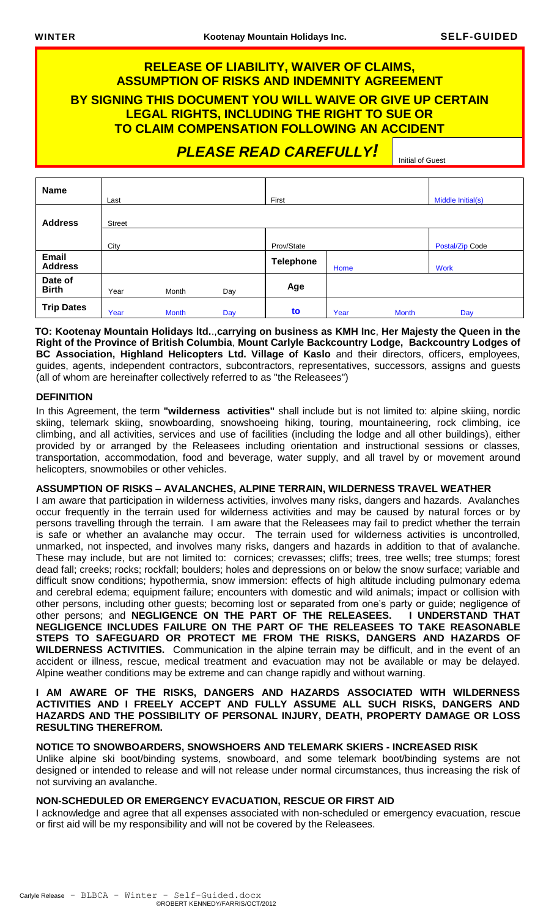WINTER **Kootenay Mountain Holidays Inc.** **SELF-GUIDED**

## RELEASE OF LIABILITY, WAIVER OF CLAIMS, ASSUMPTION OF RISKS AND INDEMNITY AGREEMENT

### BY SIGNING THIS DOCUMENT YOU WILL WAIVE OR GIVE UP CERTAIN LEGAL RIGHTS, INCLUDING THE RIGHT TO SUE OR TO CLAIM COMPENSATION FOLLOWING AN ACCIDENT

### *PLEASE READ CAREFULLY!*

Initial of Guest

| **Name** | Last | | | First | | | Middle Initial(s) |
|---|---|---|---|---|---|---|---|
| **Address** | Street | | | | | | |
| | City | | | Prov/State | | | Postal/Zip Code |
| **Email Address** | | | | **Telephone** | Home | | Work |
| **Date of Birth** | Year | Month | Day | **Age** | | | |
| **Trip Dates** | Year | Month | Day | **to** | Year | Month | Day |

**TO: Kootenay Mountain Holidays ltd.**.,**carrying on business as KMH Inc**, **Her Majesty the Queen in the Right of the Province of British Columbia**, **Mount Carlyle Backcountry Lodge, Backcountry Lodges of BC Association, Highland Helicopters Ltd. Village of Kaslo** and their directors, officers, employees, guides, agents, independent contractors, subcontractors, representatives, successors, assigns and guests (all of whom are hereinafter collectively referred to as "the Releasees")

**DEFINITION**

In this Agreement, the term **"wilderness activities"** shall include but is not limited to: alpine skiing, nordic skiing, telemark skiing, snowboarding, snowshoeing hiking, touring, mountaineering, rock climbing, ice climbing, and all activities, services and use of facilities (including the lodge and all other buildings), either provided by or arranged by the Releasees including orientation and instructional sessions or classes, transportation, accommodation, food and beverage, water supply, and all travel by or movement around helicopters, snowmobiles or other vehicles.

**ASSUMPTION OF RISKS – AVALANCHES, ALPINE TERRAIN, WILDERNESS TRAVEL WEATHER**

I am aware that participation in wilderness activities, involves many risks, dangers and hazards. Avalanches occur frequently in the terrain used for wilderness activities and may be caused by natural forces or by persons travelling through the terrain. I am aware that the Releasees may fail to predict whether the terrain is safe or whether an avalanche may occur. The terrain used for wilderness activities is uncontrolled, unmarked, not inspected, and involves many risks, dangers and hazards in addition to that of avalanche. These may include, but are not limited to: cornices; crevasses; cliffs; trees, tree wells; tree stumps; forest dead fall; creeks; rocks; rockfall; boulders; holes and depressions on or below the snow surface; variable and difficult snow conditions; hypothermia, snow immersion: effects of high altitude including pulmonary edema and cerebral edema; equipment failure; encounters with domestic and wild animals; impact or collision with other persons, including other guests; becoming lost or separated from one's party or guide; negligence of other persons; and **NEGLIGENCE ON THE PART OF THE RELEASEES. I UNDERSTAND THAT NEGLIGENCE INCLUDES FAILURE ON THE PART OF THE RELEASEES TO TAKE REASONABLE STEPS TO SAFEGUARD OR PROTECT ME FROM THE RISKS, DANGERS AND HAZARDS OF WILDERNESS ACTIVITIES.** Communication in the alpine terrain may be difficult, and in the event of an accident or illness, rescue, medical treatment and evacuation may not be available or may be delayed. Alpine weather conditions may be extreme and can change rapidly and without warning.

**I AM AWARE OF THE RISKS, DANGERS AND HAZARDS ASSOCIATED WITH WILDERNESS ACTIVITIES AND I FREELY ACCEPT AND FULLY ASSUME ALL SUCH RISKS, DANGERS AND HAZARDS AND THE POSSIBILITY OF PERSONAL INJURY, DEATH, PROPERTY DAMAGE OR LOSS RESULTING THEREFROM.**

**NOTICE TO SNOWBOARDERS, SNOWSHOERS AND TELEMARK SKIERS - INCREASED RISK**

Unlike alpine ski boot/binding systems, snowboard, and some telemark boot/binding systems are not designed or intended to release and will not release under normal circumstances, thus increasing the risk of not surviving an avalanche.

**NON-SCHEDULED OR EMERGENCY EVACUATION, RESCUE OR FIRST AID**

I acknowledge and agree that all expenses associated with non-scheduled or emergency evacuation, rescue or first aid will be my responsibility and will not be covered by the Releasees.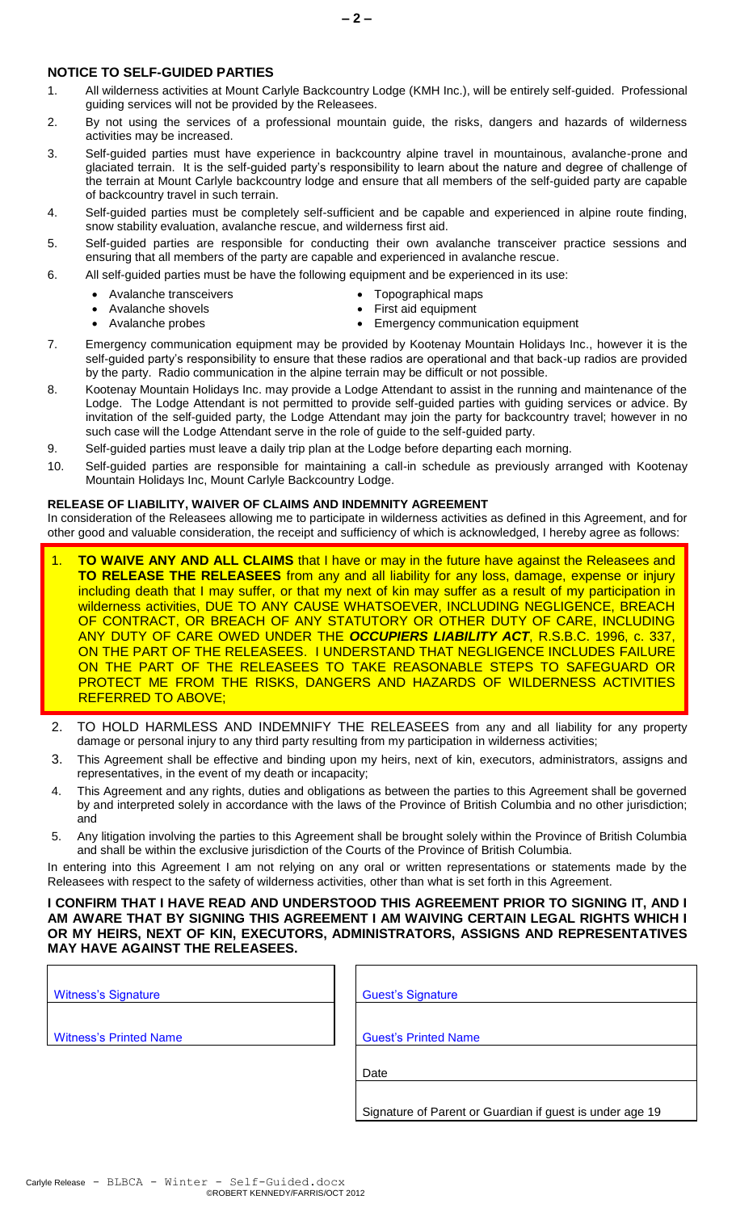## NOTICE TO SELF-GUIDED PARTIES

1. All wilderness activities at Mount Carlyle Backcountry Lodge (KMH Inc.), will be entirely self-guided. Professional guiding services will not be provided by the Releasees.
2. By not using the services of a professional mountain guide, the risks, dangers and hazards of wilderness activities may be increased.
3. Self-guided parties must have experience in backcountry alpine travel in mountainous, avalanche-prone and glaciated terrain. It is the self-guided party's responsibility to learn about the nature and degree of challenge of the terrain at Mount Carlyle backcountry lodge and ensure that all members of the self-guided party are capable of backcountry travel in such terrain.
4. Self-guided parties must be completely self-sufficient and be capable and experienced in alpine route finding, snow stability evaluation, avalanche rescue, and wilderness first aid.
5. Self-guided parties are responsible for conducting their own avalanche transceiver practice sessions and ensuring that all members of the party are capable and experienced in avalanche rescue.
6. All self-guided parties must be have the following equipment and be experienced in its use:
   - Avalanche transceivers
   - Avalanche shovels
   - Avalanche probes
   - Topographical maps
   - First aid equipment
   - Emergency communication equipment
7. Emergency communication equipment may be provided by Kootenay Mountain Holidays Inc., however it is the self-guided party's responsibility to ensure that these radios are operational and that back-up radios are provided by the party. Radio communication in the alpine terrain may be difficult or not possible.
8. Kootenay Mountain Holidays Inc. may provide a Lodge Attendant to assist in the running and maintenance of the Lodge. The Lodge Attendant is not permitted to provide self-guided parties with guiding services or advice. By invitation of the self-guided party, the Lodge Attendant may join the party for backcountry travel; however in no such case will the Lodge Attendant serve in the role of guide to the self-guided party.
9. Self-guided parties must leave a daily trip plan at the Lodge before departing each morning.
10. Self-guided parties are responsible for maintaining a call-in schedule as previously arranged with Kootenay Mountain Holidays Inc, Mount Carlyle Backcountry Lodge.

## RELEASE OF LIABILITY, WAIVER OF CLAIMS AND INDEMNITY AGREEMENT

In consideration of the Releasees allowing me to participate in wilderness activities as defined in this Agreement, and for other good and valuable consideration, the receipt and sufficiency of which is acknowledged, I hereby agree as follows:

1. **TO WAIVE ANY AND ALL CLAIMS** that I have or may in the future have against the Releasees and **TO RELEASE THE RELEASEES** from any and all liability for any loss, damage, expense or injury including death that I may suffer, or that my next of kin may suffer as a result of my participation in wilderness activities, DUE TO ANY CAUSE WHATSOEVER, INCLUDING NEGLIGENCE, BREACH OF CONTRACT, OR BREACH OF ANY STATUTORY OR OTHER DUTY OF CARE, INCLUDING ANY DUTY OF CARE OWED UNDER THE ***OCCUPIERS LIABILITY ACT***, R.S.B.C. 1996, c. 337, ON THE PART OF THE RELEASEES. I UNDERSTAND THAT NEGLIGENCE INCLUDES FAILURE ON THE PART OF THE RELEASEES TO TAKE REASONABLE STEPS TO SAFEGUARD OR PROTECT ME FROM THE RISKS, DANGERS AND HAZARDS OF WILDERNESS ACTIVITIES REFERRED TO ABOVE;
2. TO HOLD HARMLESS AND INDEMNIFY THE RELEASEES from any and all liability for any property damage or personal injury to any third party resulting from my participation in wilderness activities;
3. This Agreement shall be effective and binding upon my heirs, next of kin, executors, administrators, assigns and representatives, in the event of my death or incapacity;
4. This Agreement and any rights, duties and obligations as between the parties to this Agreement shall be governed by and interpreted solely in accordance with the laws of the Province of British Columbia and no other jurisdiction; and
5. Any litigation involving the parties to this Agreement shall be brought solely within the Province of British Columbia and shall be within the exclusive jurisdiction of the Courts of the Province of British Columbia.

In entering into this Agreement I am not relying on any oral or written representations or statements made by the Releasees with respect to the safety of wilderness activities, other than what is set forth in this Agreement.

**I CONFIRM THAT I HAVE READ AND UNDERSTOOD THIS AGREEMENT PRIOR TO SIGNING IT, AND I AM AWARE THAT BY SIGNING THIS AGREEMENT I AM WAIVING CERTAIN LEGAL RIGHTS WHICH I OR MY HEIRS, NEXT OF KIN, EXECUTORS, ADMINISTRATORS, ASSIGNS AND REPRESENTATIVES MAY HAVE AGAINST THE RELEASEES.**

| | |
|---|---|
| Witness's Signature | Guest's Signature |
| Witness's Printed Name | Guest's Printed Name |
| | Date |
| | Signature of Parent or Guardian if guest is under age 19 |

Carlyle Release - BLBCA - Winter - Self-Guided.docx
©ROBERT KENNEDY/FARRIS/OCT 2012